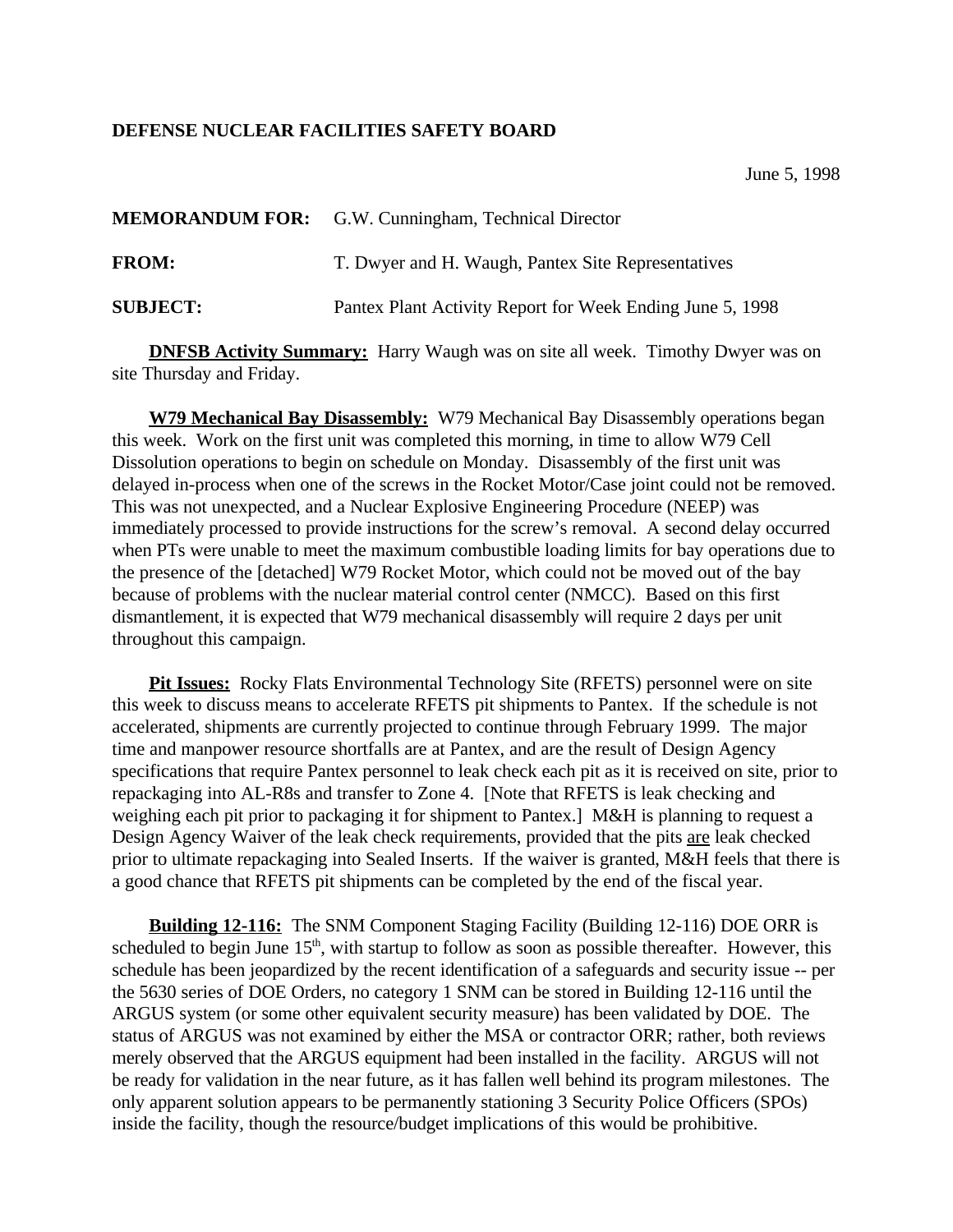**DEFENSE NUCLEAR FACILITIES SAFETY BOARD**

June 5, 1998

**MEMORANDUM FOR:** G.W. Cunningham, Technical Director

**FROM:** T. Dwyer and H. Waugh, Pantex Site Representatives

**SUBJECT:** Pantex Plant Activity Report for Week Ending June 5, 1998

**DNFSB Activity Summary:** Harry Waugh was on site all week. Timothy Dwyer was on site Thursday and Friday.

**W79 Mechanical Bay Disassembly:** W79 Mechanical Bay Disassembly operations began this week. Work on the first unit was completed this morning, in time to allow W79 Cell Dissolution operations to begin on schedule on Monday. Disassembly of the first unit was delayed in-process when one of the screws in the Rocket Motor/Case joint could not be removed. This was not unexpected, and a Nuclear Explosive Engineering Procedure (NEEP) was immediately processed to provide instructions for the screw's removal. A second delay occurred when PTs were unable to meet the maximum combustible loading limits for bay operations due to the presence of the [detached] W79 Rocket Motor, which could not be moved out of the bay because of problems with the nuclear material control center (NMCC). Based on this first dismantlement, it is expected that W79 mechanical disassembly will require 2 days per unit throughout this campaign.

**Pit Issues:** Rocky Flats Environmental Technology Site (RFETS) personnel were on site this week to discuss means to accelerate RFETS pit shipments to Pantex. If the schedule is not accelerated, shipments are currently projected to continue through February 1999. The major time and manpower resource shortfalls are at Pantex, and are the result of Design Agency specifications that require Pantex personnel to leak check each pit as it is received on site, prior to repackaging into AL-R8s and transfer to Zone 4. [Note that RFETS is leak checking and weighing each pit prior to packaging it for shipment to Pantex.] M&H is planning to request a Design Agency Waiver of the leak check requirements, provided that the pits <u>are</u> leak checked prior to ultimate repackaging into Sealed Inserts. If the waiver is granted, M&H feels that there is a good chance that RFETS pit shipments can be completed by the end of the fiscal year.

**Building 12-116:** The SNM Component Staging Facility (Building 12-116) DOE ORR is scheduled to begin June 15th, with startup to follow as soon as possible thereafter. However, this schedule has been jeopardized by the recent identification of a safeguards and security issue -- per the 5630 series of DOE Orders, no category 1 SNM can be stored in Building 12-116 until the ARGUS system (or some other equivalent security measure) has been validated by DOE. The status of ARGUS was not examined by either the MSA or contractor ORR; rather, both reviews merely observed that the ARGUS equipment had been installed in the facility. ARGUS will not be ready for validation in the near future, as it has fallen well behind its program milestones. The only apparent solution appears to be permanently stationing 3 Security Police Officers (SPOs) inside the facility, though the resource/budget implications of this would be prohibitive.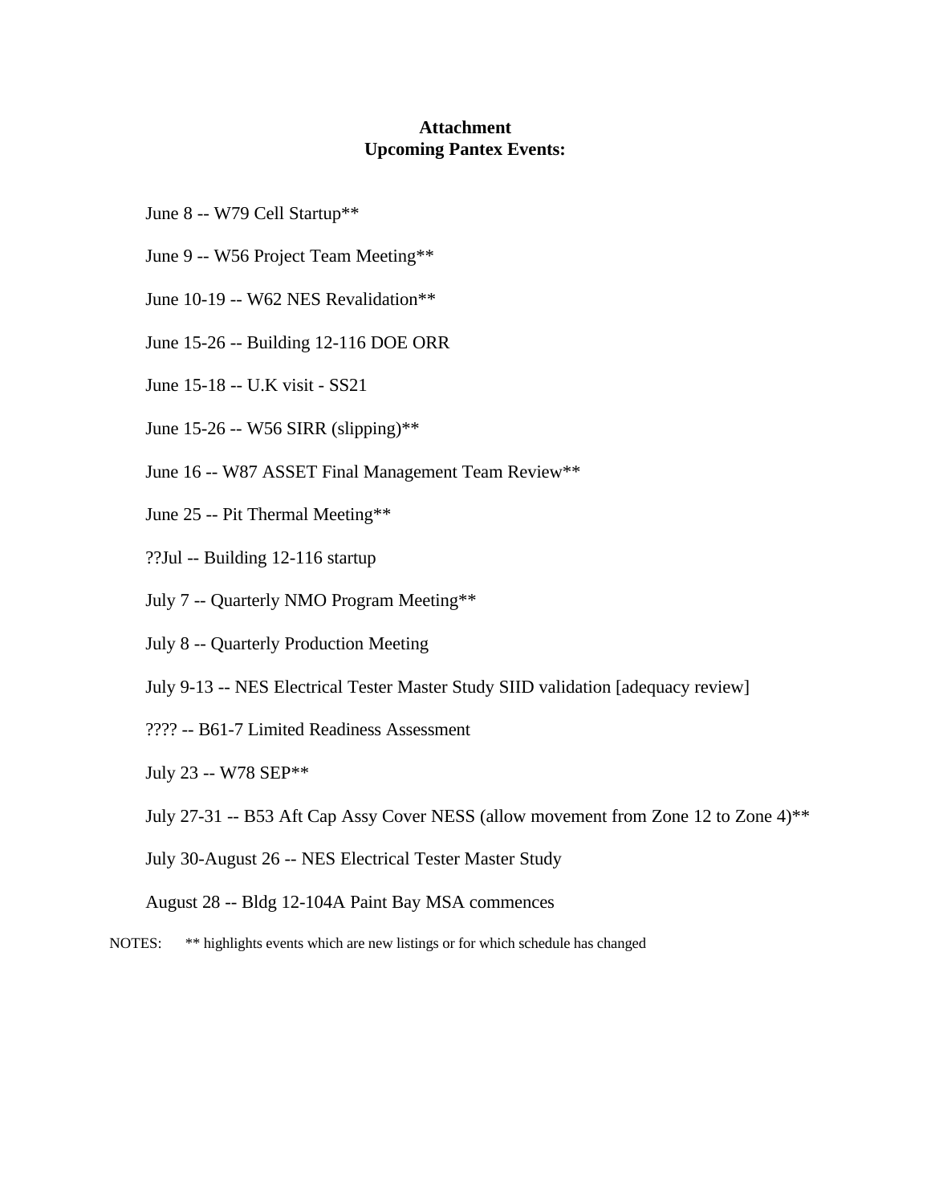**Attachment**
**Upcoming Pantex Events:**

June 8 -- W79 Cell Startup**

June 9 -- W56 Project Team Meeting**

June 10-19 -- W62 NES Revalidation**

June 15-26 -- Building 12-116 DOE ORR

June 15-18 -- U.K visit - SS21

June 15-26 -- W56 SIRR (slipping)**

June 16 -- W87 ASSET Final Management Team Review**

June 25 -- Pit Thermal Meeting**

??Jul -- Building 12-116 startup

July 7 -- Quarterly NMO Program Meeting**

July 8 -- Quarterly Production Meeting

July 9-13 -- NES Electrical Tester Master Study SIID validation [adequacy review]

???? -- B61-7 Limited Readiness Assessment

July 23 -- W78 SEP**

July 27-31 -- B53 Aft Cap Assy Cover NESS (allow movement from Zone 12 to Zone 4)**

July 30-August 26 -- NES Electrical Tester Master Study

August 28 -- Bldg 12-104A Paint Bay MSA commences

NOTES: ** highlights events which are new listings or for which schedule has changed